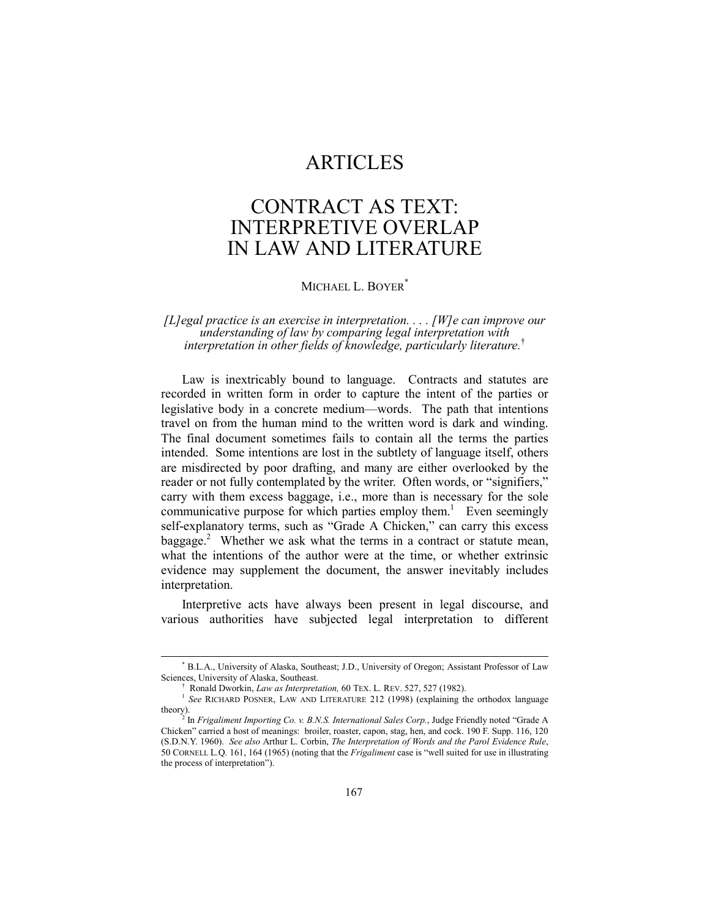# ARTICLES

# CONTRACT AS TEXT: INTERPRETIVE OVERLAP IN LAW AND LITERATURE

MICHAEL L. BOYER[*]

*[L]egal practice is an exercise in interpretation. . . . [W]e can improve our understanding of law by comparing legal interpretation with interpretation in other fields of knowledge, particularly literature.*[†]

Law is inextricably bound to language. Contracts and statutes are recorded in written form in order to capture the intent of the parties or legislative body in a concrete medium—words. The path that intentions travel on from the human mind to the written word is dark and winding. The final document sometimes fails to contain all the terms the parties intended. Some intentions are lost in the subtlety of language itself, others are misdirected by poor drafting, and many are either overlooked by the reader or not fully contemplated by the writer. Often words, or "signifiers," carry with them excess baggage, i.e., more than is necessary for the sole communicative purpose for which parties employ them.[1] Even seemingly self-explanatory terms, such as "Grade A Chicken," can carry this excess baggage.[2] Whether we ask what the terms in a contract or statute mean, what the intentions of the author were at the time, or whether extrinsic evidence may supplement the document, the answer inevitably includes interpretation.

Interpretive acts have always been present in legal discourse, and various authorities have subjected legal interpretation to different

---

[*] B.L.A., University of Alaska, Southeast; J.D., University of Oregon; Assistant Professor of Law Sciences, University of Alaska, Southeast.

[†] Ronald Dworkin, *Law as Interpretation,* 60 TEX. L. REV. 527, 527 (1982).

[1] *See* RICHARD POSNER, LAW AND LITERATURE 212 (1998) (explaining the orthodox language theory).

[2] In *Frigaliment Importing Co. v. B.N.S. International Sales Corp.*, Judge Friendly noted "Grade A Chicken" carried a host of meanings: broiler, roaster, capon, stag, hen, and cock. 190 F. Supp. 116, 120 (S.D.N.Y. 1960). *See also* Arthur L. Corbin, *The Interpretation of Words and the Parol Evidence Rule*, 50 CORNELL L.Q. 161, 164 (1965) (noting that the *Frigaliment* case is "well suited for use in illustrating the process of interpretation").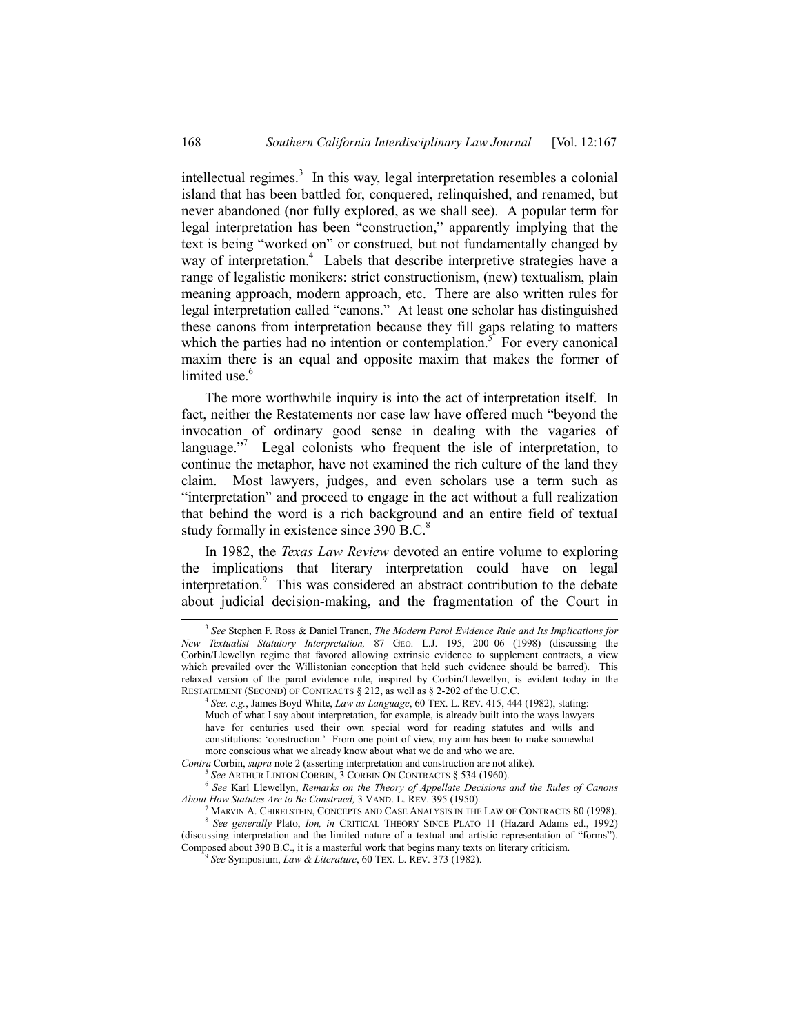intellectual regimes.[3] In this way, legal interpretation resembles a colonial island that has been battled for, conquered, relinquished, and renamed, but never abandoned (nor fully explored, as we shall see). A popular term for legal interpretation has been "construction," apparently implying that the text is being "worked on" or construed, but not fundamentally changed by way of interpretation.[4] Labels that describe interpretive strategies have a range of legalistic monikers: strict constructionism, (new) textualism, plain meaning approach, modern approach, etc. There are also written rules for legal interpretation called "canons." At least one scholar has distinguished these canons from interpretation because they fill gaps relating to matters which the parties had no intention or contemplation.[5] For every canonical maxim there is an equal and opposite maxim that makes the former of limited use.[6]

The more worthwhile inquiry is into the act of interpretation itself. In fact, neither the Restatements nor case law have offered much "beyond the invocation of ordinary good sense in dealing with the vagaries of language."[7] Legal colonists who frequent the isle of interpretation, to continue the metaphor, have not examined the rich culture of the land they claim. Most lawyers, judges, and even scholars use a term such as "interpretation" and proceed to engage in the act without a full realization that behind the word is a rich background and an entire field of textual study formally in existence since 390 B.C.[8]

In 1982, the *Texas Law Review* devoted an entire volume to exploring the implications that literary interpretation could have on legal interpretation.[9] This was considered an abstract contribution to the debate about judicial decision-making, and the fragmentation of the Court in

---

[3] *See* Stephen F. Ross & Daniel Tranen, *The Modern Parol Evidence Rule and Its Implications for New Textualist Statutory Interpretation,* 87 GEO. L.J. 195, 200–06 (1998) (discussing the Corbin/Llewellyn regime that favored allowing extrinsic evidence to supplement contracts, a view which prevailed over the Willistonian conception that held such evidence should be barred). This relaxed version of the parol evidence rule, inspired by Corbin/Llewellyn, is evident today in the RESTATEMENT (SECOND) OF CONTRACTS § 212, as well as § 2-202 of the U.C.C.

[4] *See, e.g.*, James Boyd White, *Law as Language*, 60 TEX. L. REV. 415, 444 (1982), stating:

> Much of what I say about interpretation, for example, is already built into the ways lawyers have for centuries used their own special word for reading statutes and wills and constitutions: 'construction.' From one point of view, my aim has been to make somewhat more conscious what we already know about what we do and who we are.

*Contra* Corbin, *supra* note 2 (asserting interpretation and construction are not alike).

[5] *See* ARTHUR LINTON CORBIN, 3 CORBIN ON CONTRACTS § 534 (1960).

[6] *See* Karl Llewellyn, *Remarks on the Theory of Appellate Decisions and the Rules of Canons About How Statutes Are to Be Construed,* 3 VAND. L. REV. 395 (1950).

[7] MARVIN A. CHIRELSTEIN, CONCEPTS AND CASE ANALYSIS IN THE LAW OF CONTRACTS 80 (1998).

[8] *See generally* Plato, *Ion, in* CRITICAL THEORY SINCE PLATO 11 (Hazard Adams ed., 1992) (discussing interpretation and the limited nature of a textual and artistic representation of "forms"). Composed about 390 B.C., it is a masterful work that begins many texts on literary criticism.

[9] *See* Symposium, *Law & Literature*, 60 TEX. L. REV. 373 (1982).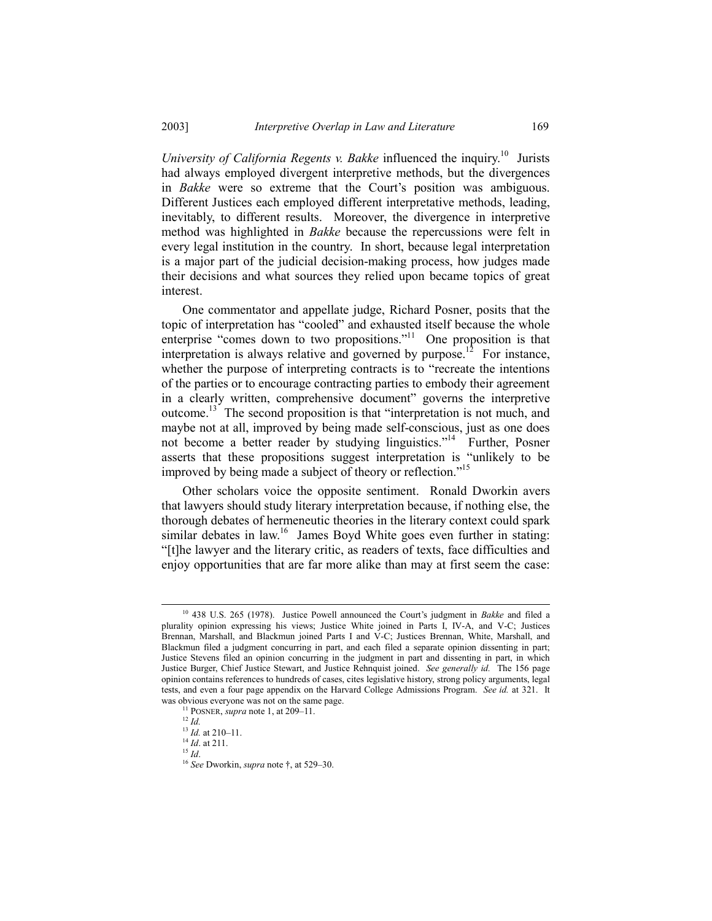*University of California Regents v. Bakke* influenced the inquiry.[10] Jurists had always employed divergent interpretive methods, but the divergences in *Bakke* were so extreme that the Court's position was ambiguous. Different Justices each employed different interpretative methods, leading, inevitably, to different results. Moreover, the divergence in interpretive method was highlighted in *Bakke* because the repercussions were felt in every legal institution in the country. In short, because legal interpretation is a major part of the judicial decision-making process, how judges made their decisions and what sources they relied upon became topics of great interest.

One commentator and appellate judge, Richard Posner, posits that the topic of interpretation has "cooled" and exhausted itself because the whole enterprise "comes down to two propositions."[11] One proposition is that interpretation is always relative and governed by purpose.[12] For instance, whether the purpose of interpreting contracts is to "recreate the intentions of the parties or to encourage contracting parties to embody their agreement in a clearly written, comprehensive document" governs the interpretive outcome.[13] The second proposition is that "interpretation is not much, and maybe not at all, improved by being made self-conscious, just as one does not become a better reader by studying linguistics."[14] Further, Posner asserts that these propositions suggest interpretation is "unlikely to be improved by being made a subject of theory or reflection."[15]

Other scholars voice the opposite sentiment. Ronald Dworkin avers that lawyers should study literary interpretation because, if nothing else, the thorough debates of hermeneutic theories in the literary context could spark similar debates in law.[16] James Boyd White goes even further in stating: "[t]he lawyer and the literary critic, as readers of texts, face difficulties and enjoy opportunities that are far more alike than may at first seem the case:

---

[10] 438 U.S. 265 (1978). Justice Powell announced the Court's judgment in *Bakke* and filed a plurality opinion expressing his views; Justice White joined in Parts I, IV-A, and V-C; Justices Brennan, Marshall, and Blackmun joined Parts I and V-C; Justices Brennan, White, Marshall, and Blackmun filed a judgment concurring in part, and each filed a separate opinion dissenting in part; Justice Stevens filed an opinion concurring in the judgment in part and dissenting in part, in which Justice Burger, Chief Justice Stewart, and Justice Rehnquist joined. *See generally id.* The 156 page opinion contains references to hundreds of cases, cites legislative history, strong policy arguments, legal tests, and even a four page appendix on the Harvard College Admissions Program. *See id.* at 321. It was obvious everyone was not on the same page.

[11] POSNER, *supra* note 1, at 209–11.

[12] *Id.*

[13] *Id.* at 210–11.

[14] *Id*. at 211.

[15] *Id*.

[16] *See* Dworkin, *supra* note †, at 529–30.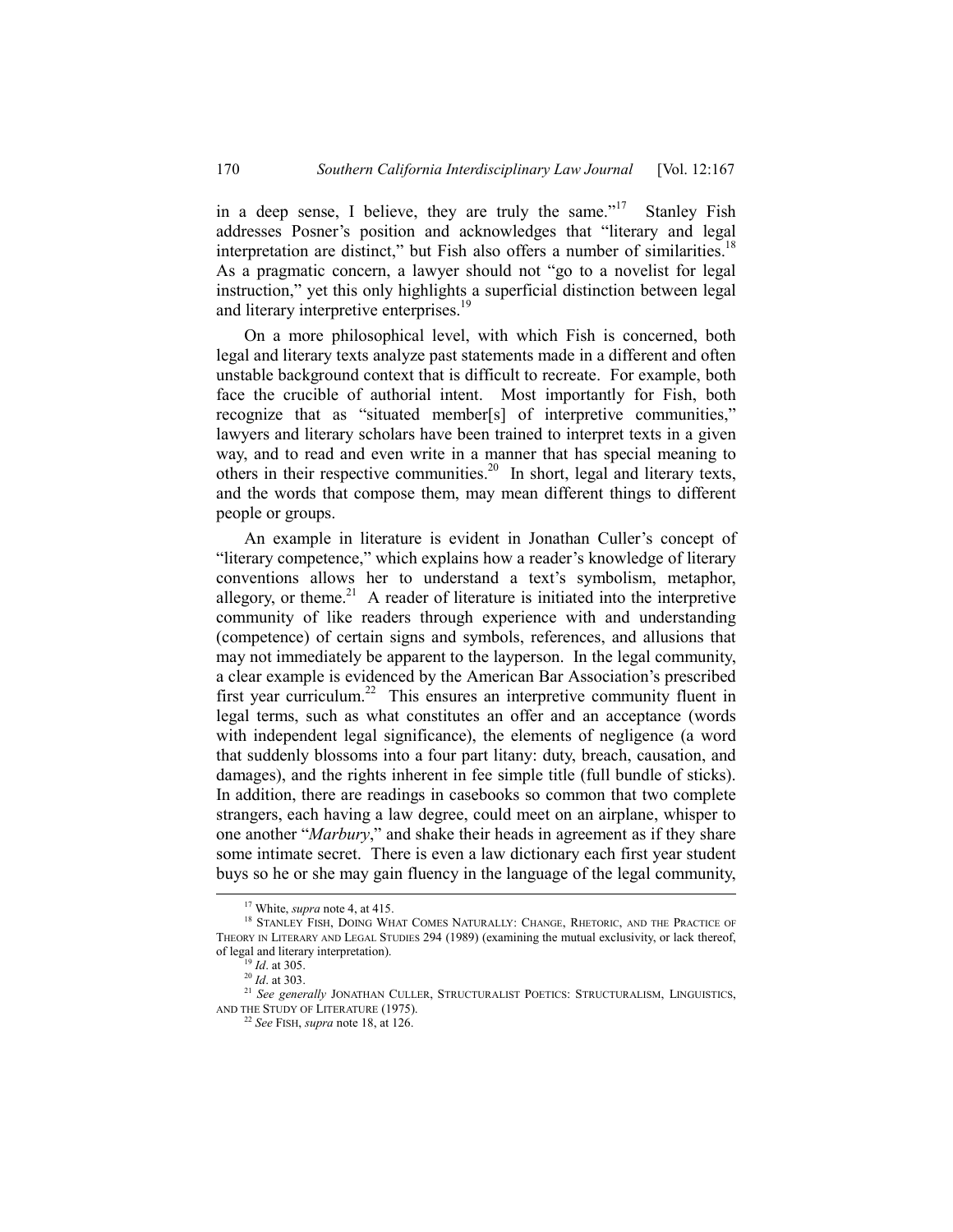in a deep sense, I believe, they are truly the same."[17] Stanley Fish addresses Posner's position and acknowledges that "literary and legal interpretation are distinct," but Fish also offers a number of similarities.[18] As a pragmatic concern, a lawyer should not "go to a novelist for legal instruction," yet this only highlights a superficial distinction between legal and literary interpretive enterprises.[19]

On a more philosophical level, with which Fish is concerned, both legal and literary texts analyze past statements made in a different and often unstable background context that is difficult to recreate. For example, both face the crucible of authorial intent. Most importantly for Fish, both recognize that as "situated member[s] of interpretive communities," lawyers and literary scholars have been trained to interpret texts in a given way, and to read and even write in a manner that has special meaning to others in their respective communities.[20] In short, legal and literary texts, and the words that compose them, may mean different things to different people or groups.

An example in literature is evident in Jonathan Culler's concept of "literary competence," which explains how a reader's knowledge of literary conventions allows her to understand a text's symbolism, metaphor, allegory, or theme.[21] A reader of literature is initiated into the interpretive community of like readers through experience with and understanding (competence) of certain signs and symbols, references, and allusions that may not immediately be apparent to the layperson. In the legal community, a clear example is evidenced by the American Bar Association's prescribed first year curriculum.[22] This ensures an interpretive community fluent in legal terms, such as what constitutes an offer and an acceptance (words with independent legal significance), the elements of negligence (a word that suddenly blossoms into a four part litany: duty, breach, causation, and damages), and the rights inherent in fee simple title (full bundle of sticks). In addition, there are readings in casebooks so common that two complete strangers, each having a law degree, could meet on an airplane, whisper to one another "*Marbury*," and shake their heads in agreement as if they share some intimate secret. There is even a law dictionary each first year student buys so he or she may gain fluency in the language of the legal community,

---

[17] White, *supra* note 4, at 415.

[18] STANLEY FISH, DOING WHAT COMES NATURALLY: CHANGE, RHETORIC, AND THE PRACTICE OF THEORY IN LITERARY AND LEGAL STUDIES 294 (1989) (examining the mutual exclusivity, or lack thereof, of legal and literary interpretation).

[19] *Id*. at 305.

[20] *Id*. at 303.

[21] *See generally* JONATHAN CULLER, STRUCTURALIST POETICS: STRUCTURALISM, LINGUISTICS, AND THE STUDY OF LITERATURE (1975).

[22] *See* FISH, *supra* note 18, at 126.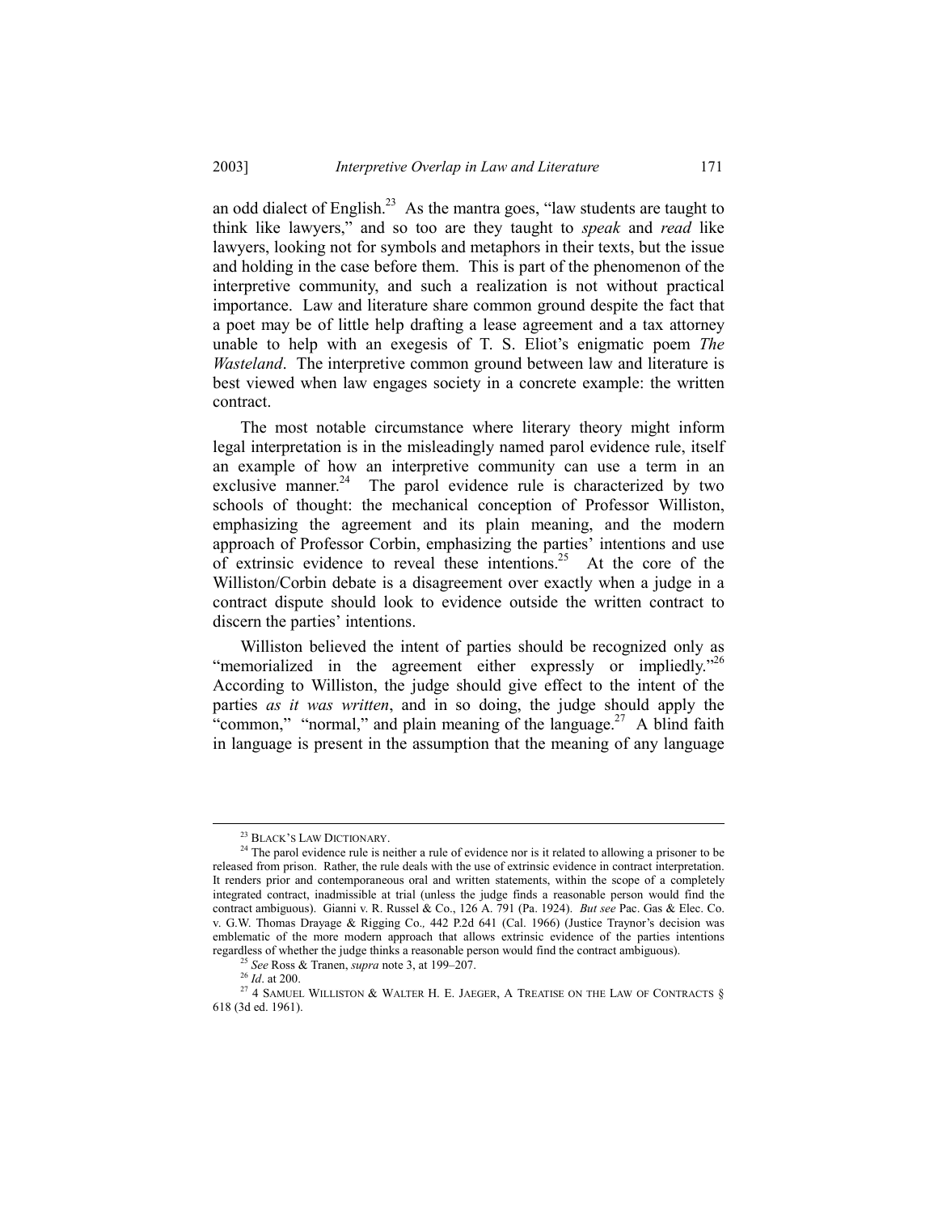an odd dialect of English.[23] As the mantra goes, "law students are taught to think like lawyers," and so too are they taught to *speak* and *read* like lawyers, looking not for symbols and metaphors in their texts, but the issue and holding in the case before them. This is part of the phenomenon of the interpretive community, and such a realization is not without practical importance. Law and literature share common ground despite the fact that a poet may be of little help drafting a lease agreement and a tax attorney unable to help with an exegesis of T. S. Eliot's enigmatic poem *The Wasteland*. The interpretive common ground between law and literature is best viewed when law engages society in a concrete example: the written contract.

The most notable circumstance where literary theory might inform legal interpretation is in the misleadingly named parol evidence rule, itself an example of how an interpretive community can use a term in an exclusive manner.[24] The parol evidence rule is characterized by two schools of thought: the mechanical conception of Professor Williston, emphasizing the agreement and its plain meaning, and the modern approach of Professor Corbin, emphasizing the parties' intentions and use of extrinsic evidence to reveal these intentions.[25] At the core of the Williston/Corbin debate is a disagreement over exactly when a judge in a contract dispute should look to evidence outside the written contract to discern the parties' intentions.

Williston believed the intent of parties should be recognized only as "memorialized in the agreement either expressly or impliedly."[26] According to Williston, the judge should give effect to the intent of the parties *as it was written*, and in so doing, the judge should apply the "common," "normal," and plain meaning of the language.[27] A blind faith in language is present in the assumption that the meaning of any language

---

[23] BLACK'S LAW DICTIONARY.

[24] The parol evidence rule is neither a rule of evidence nor is it related to allowing a prisoner to be released from prison. Rather, the rule deals with the use of extrinsic evidence in contract interpretation. It renders prior and contemporaneous oral and written statements, within the scope of a completely integrated contract, inadmissible at trial (unless the judge finds a reasonable person would find the contract ambiguous). Gianni v. R. Russel & Co., 126 A. 791 (Pa. 1924). *But see* Pac. Gas & Elec. Co. v. G.W. Thomas Drayage & Rigging Co., 442 P.2d 641 (Cal. 1966) (Justice Traynor's decision was emblematic of the more modern approach that allows extrinsic evidence of the parties intentions regardless of whether the judge thinks a reasonable person would find the contract ambiguous).

[25] *See* Ross & Tranen, *supra* note 3, at 199–207.

[26] *Id*. at 200.

[27] 4 SAMUEL WILLISTON & WALTER H. E. JAEGER, A TREATISE ON THE LAW OF CONTRACTS § 618 (3d ed. 1961).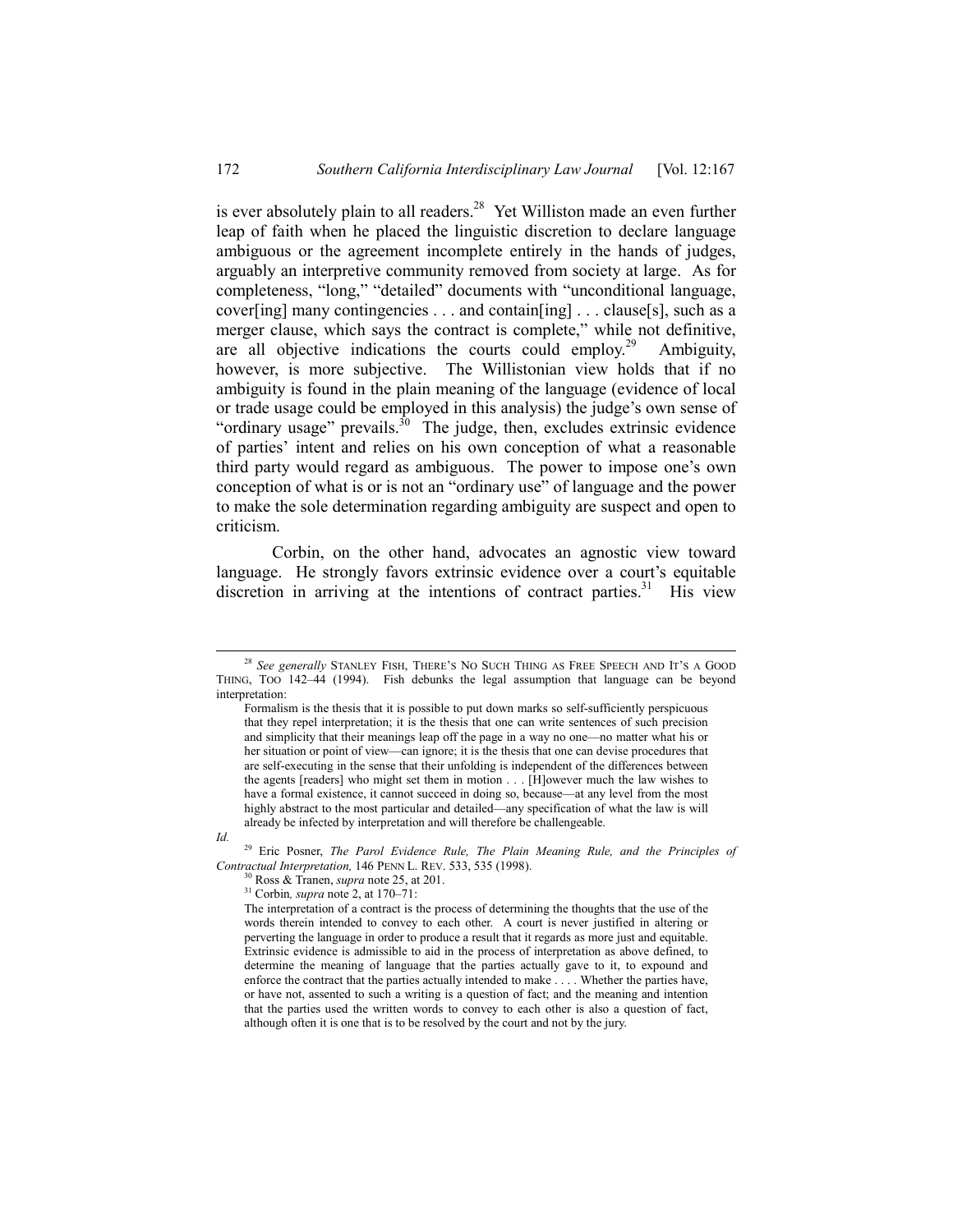is ever absolutely plain to all readers.[28] Yet Williston made an even further leap of faith when he placed the linguistic discretion to declare language ambiguous or the agreement incomplete entirely in the hands of judges, arguably an interpretive community removed from society at large. As for completeness, "long," "detailed" documents with "unconditional language, cover[ing] many contingencies . . . and contain[ing] . . . clause[s], such as a merger clause, which says the contract is complete," while not definitive, are all objective indications the courts could employ.[29] Ambiguity, however, is more subjective. The Willistonian view holds that if no ambiguity is found in the plain meaning of the language (evidence of local or trade usage could be employed in this analysis) the judge's own sense of "ordinary usage" prevails.[30] The judge, then, excludes extrinsic evidence of parties' intent and relies on his own conception of what a reasonable third party would regard as ambiguous. The power to impose one's own conception of what is or is not an "ordinary use" of language and the power to make the sole determination regarding ambiguity are suspect and open to criticism.

Corbin, on the other hand, advocates an agnostic view toward language. He strongly favors extrinsic evidence over a court's equitable discretion in arriving at the intentions of contract parties.[31] His view

---

[28] *See generally* STANLEY FISH, THERE'S NO SUCH THING AS FREE SPEECH AND IT'S A GOOD THING, TOO 142–44 (1994). Fish debunks the legal assumption that language can be beyond interpretation:

> Formalism is the thesis that it is possible to put down marks so self-sufficiently perspicuous that they repel interpretation; it is the thesis that one can write sentences of such precision and simplicity that their meanings leap off the page in a way no one—no matter what his or her situation or point of view—can ignore; it is the thesis that one can devise procedures that are self-executing in the sense that their unfolding is independent of the differences between the agents [readers] who might set them in motion . . . [H]owever much the law wishes to have a formal existence, it cannot succeed in doing so, because—at any level from the most highly abstract to the most particular and detailed—any specification of what the law is will already be infected by interpretation and will therefore be challengeable.

*Id.*

[29] Eric Posner, *The Parol Evidence Rule, The Plain Meaning Rule, and the Principles of Contractual Interpretation,* 146 PENN L. REV. 533, 535 (1998).

[30] Ross & Tranen, *supra* note 25, at 201.

[31] Corbin*, supra* note 2, at 170–71:

> The interpretation of a contract is the process of determining the thoughts that the use of the words therein intended to convey to each other. A court is never justified in altering or perverting the language in order to produce a result that it regards as more just and equitable. Extrinsic evidence is admissible to aid in the process of interpretation as above defined, to determine the meaning of language that the parties actually gave to it, to expound and enforce the contract that the parties actually intended to make . . . . Whether the parties have, or have not, assented to such a writing is a question of fact; and the meaning and intention that the parties used the written words to convey to each other is also a question of fact, although often it is one that is to be resolved by the court and not by the jury.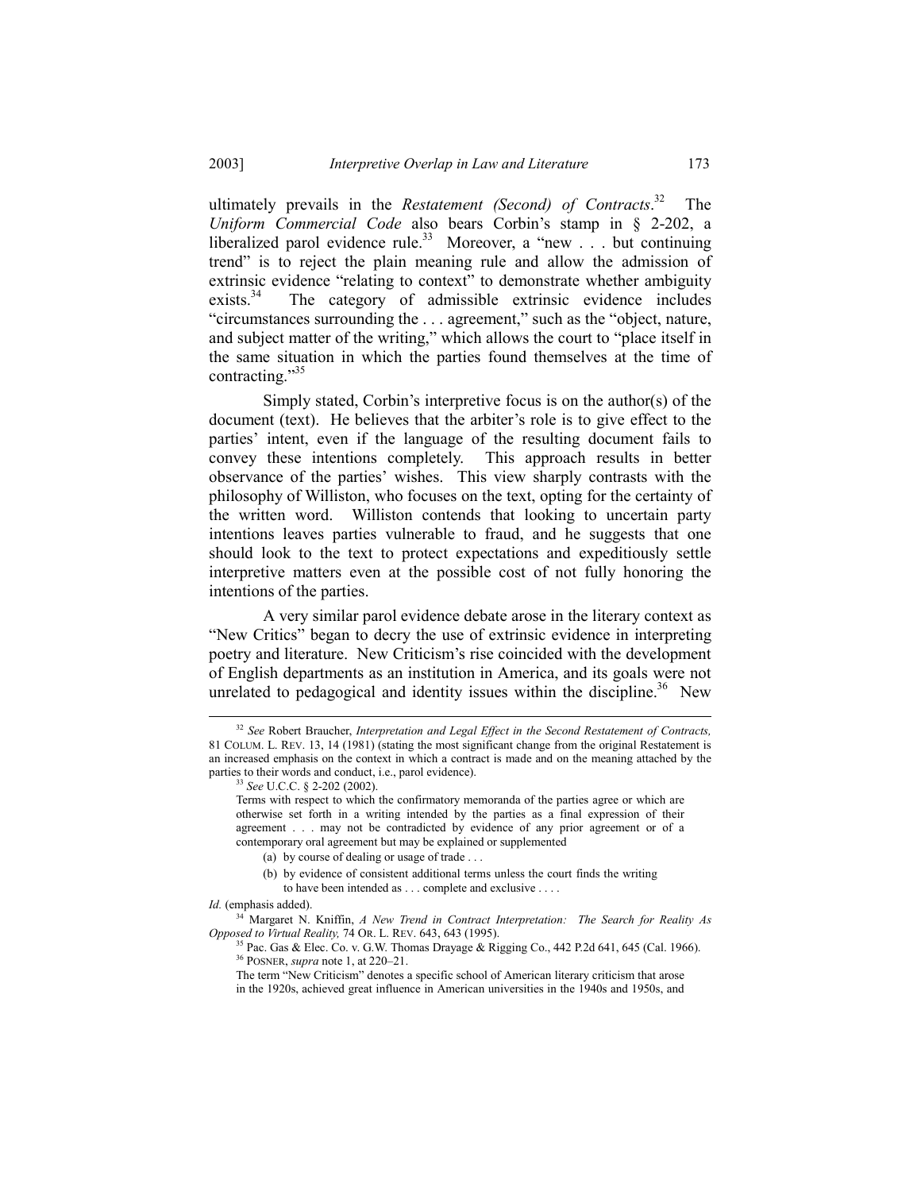ultimately prevails in the *Restatement (Second) of Contracts*.[32] The *Uniform Commercial Code* also bears Corbin's stamp in § 2-202, a liberalized parol evidence rule.[33] Moreover, a "new . . . but continuing trend" is to reject the plain meaning rule and allow the admission of extrinsic evidence "relating to context" to demonstrate whether ambiguity exists.[34] The category of admissible extrinsic evidence includes "circumstances surrounding the . . . agreement," such as the "object, nature, and subject matter of the writing," which allows the court to "place itself in the same situation in which the parties found themselves at the time of contracting."[35]

Simply stated, Corbin's interpretive focus is on the author(s) of the document (text). He believes that the arbiter's role is to give effect to the parties' intent, even if the language of the resulting document fails to convey these intentions completely. This approach results in better observance of the parties' wishes. This view sharply contrasts with the philosophy of Williston, who focuses on the text, opting for the certainty of the written word. Williston contends that looking to uncertain party intentions leaves parties vulnerable to fraud, and he suggests that one should look to the text to protect expectations and expeditiously settle interpretive matters even at the possible cost of not fully honoring the intentions of the parties.

A very similar parol evidence debate arose in the literary context as "New Critics" began to decry the use of extrinsic evidence in interpreting poetry and literature. New Criticism's rise coincided with the development of English departments as an institution in America, and its goals were not unrelated to pedagogical and identity issues within the discipline.[36] New

---

[32] *See* Robert Braucher, *Interpretation and Legal Effect in the Second Restatement of Contracts,* 81 COLUM. L. REV. 13, 14 (1981) (stating the most significant change from the original Restatement is an increased emphasis on the context in which a contract is made and on the meaning attached by the parties to their words and conduct, i.e., parol evidence).

[33] *See* U.C.C. § 2-202 (2002).

> Terms with respect to which the confirmatory memoranda of the parties agree or which are otherwise set forth in a writing intended by the parties as a final expression of their agreement . . . may not be contradicted by evidence of any prior agreement or of a contemporary oral agreement but may be explained or supplemented
>
> (a) by course of dealing or usage of trade . . .
>
> (b) by evidence of consistent additional terms unless the court finds the writing to have been intended as . . . complete and exclusive . . . .

*Id.* (emphasis added).

[34] Margaret N. Kniffin, *A New Trend in Contract Interpretation: The Search for Reality As Opposed to Virtual Reality,* 74 OR. L. REV. 643, 643 (1995).

[35] Pac. Gas & Elec. Co. v. G.W. Thomas Drayage & Rigging Co., 442 P.2d 641, 645 (Cal. 1966).

[36] POSNER, *supra* note 1, at 220–21.

> The term "New Criticism" denotes a specific school of American literary criticism that arose in the 1920s, achieved great influence in American universities in the 1940s and 1950s, and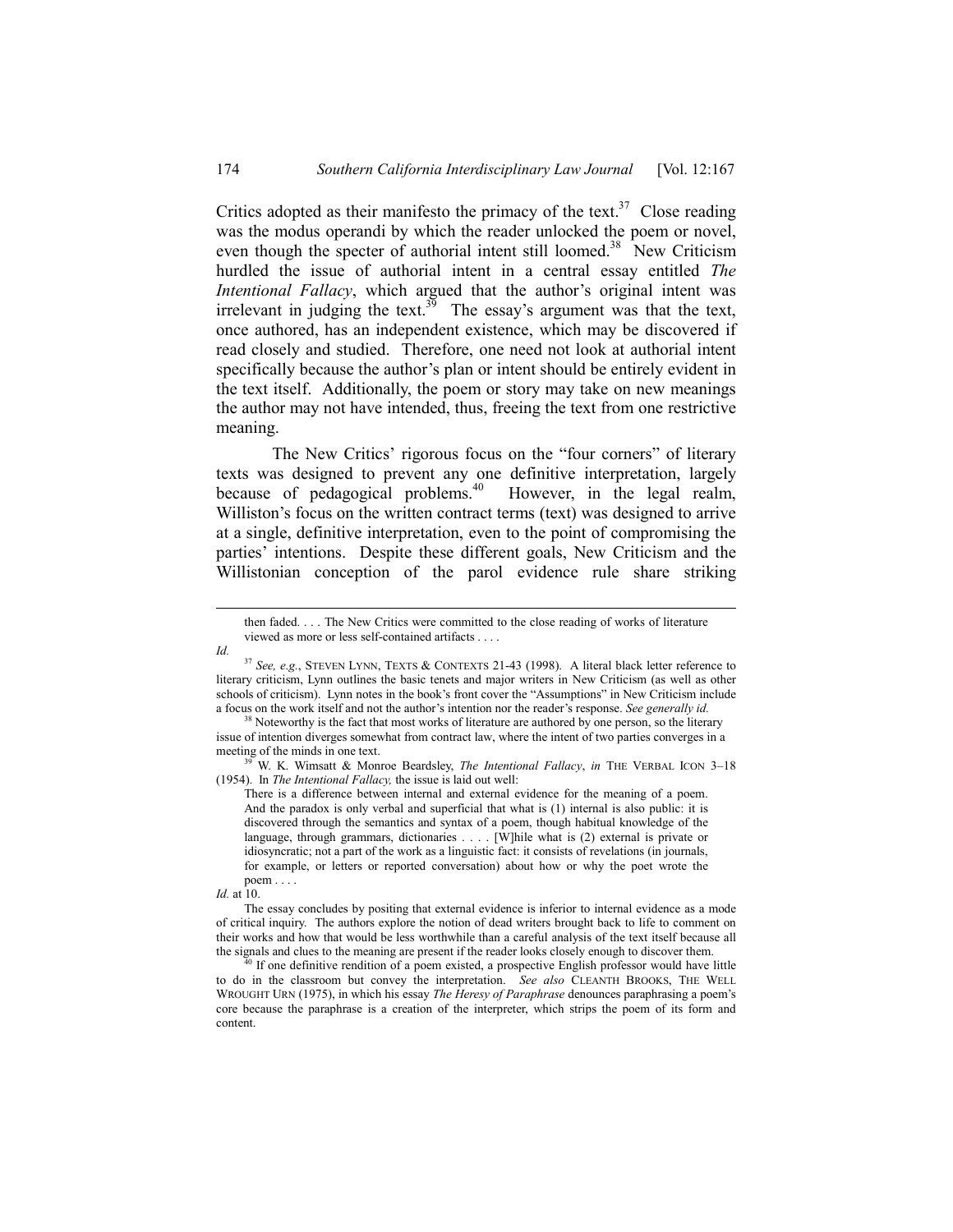Critics adopted as their manifesto the primacy of the text.[37] Close reading was the modus operandi by which the reader unlocked the poem or novel, even though the specter of authorial intent still loomed.[38] New Criticism hurdled the issue of authorial intent in a central essay entitled *The Intentional Fallacy*, which argued that the author's original intent was irrelevant in judging the text.[39] The essay's argument was that the text, once authored, has an independent existence, which may be discovered if read closely and studied. Therefore, one need not look at authorial intent specifically because the author's plan or intent should be entirely evident in the text itself. Additionally, the poem or story may take on new meanings the author may not have intended, thus, freeing the text from one restrictive meaning.

The New Critics' rigorous focus on the "four corners" of literary texts was designed to prevent any one definitive interpretation, largely because of pedagogical problems.[40] However, in the legal realm, Williston's focus on the written contract terms (text) was designed to arrive at a single, definitive interpretation, even to the point of compromising the parties' intentions. Despite these different goals, New Criticism and the Willistonian conception of the parol evidence rule share striking

---

> then faded. . . . The New Critics were committed to the close reading of works of literature viewed as more or less self-contained artifacts . . . .

*Id.*

[37] *See, e.g.*, STEVEN LYNN, TEXTS & CONTEXTS 21-43 (1998). A literal black letter reference to literary criticism, Lynn outlines the basic tenets and major writers in New Criticism (as well as other schools of criticism). Lynn notes in the book's front cover the "Assumptions" in New Criticism include a focus on the work itself and not the author's intention nor the reader's response. *See generally id.*

[38] Noteworthy is the fact that most works of literature are authored by one person, so the literary issue of intention diverges somewhat from contract law, where the intent of two parties converges in a meeting of the minds in one text.

[39] W. K. Wimsatt & Monroe Beardsley, *The Intentional Fallacy*, *in* THE VERBAL ICON 3–18 (1954). In *The Intentional Fallacy,* the issue is laid out well:

> There is a difference between internal and external evidence for the meaning of a poem. And the paradox is only verbal and superficial that what is (1) internal is also public: it is discovered through the semantics and syntax of a poem, though habitual knowledge of the language, through grammars, dictionaries . . . . [W]hile what is (2) external is private or idiosyncratic; not a part of the work as a linguistic fact: it consists of revelations (in journals, for example, or letters or reported conversation) about how or why the poet wrote the poem . . . .

*Id.* at 10.

The essay concludes by positing that external evidence is inferior to internal evidence as a mode of critical inquiry. The authors explore the notion of dead writers brought back to life to comment on their works and how that would be less worthwhile than a careful analysis of the text itself because all the signals and clues to the meaning are present if the reader looks closely enough to discover them.

[40] If one definitive rendition of a poem existed, a prospective English professor would have little to do in the classroom but convey the interpretation. *See also* CLEANTH BROOKS, THE WELL WROUGHT URN (1975), in which his essay *The Heresy of Paraphrase* denounces paraphrasing a poem's core because the paraphrase is a creation of the interpreter, which strips the poem of its form and content.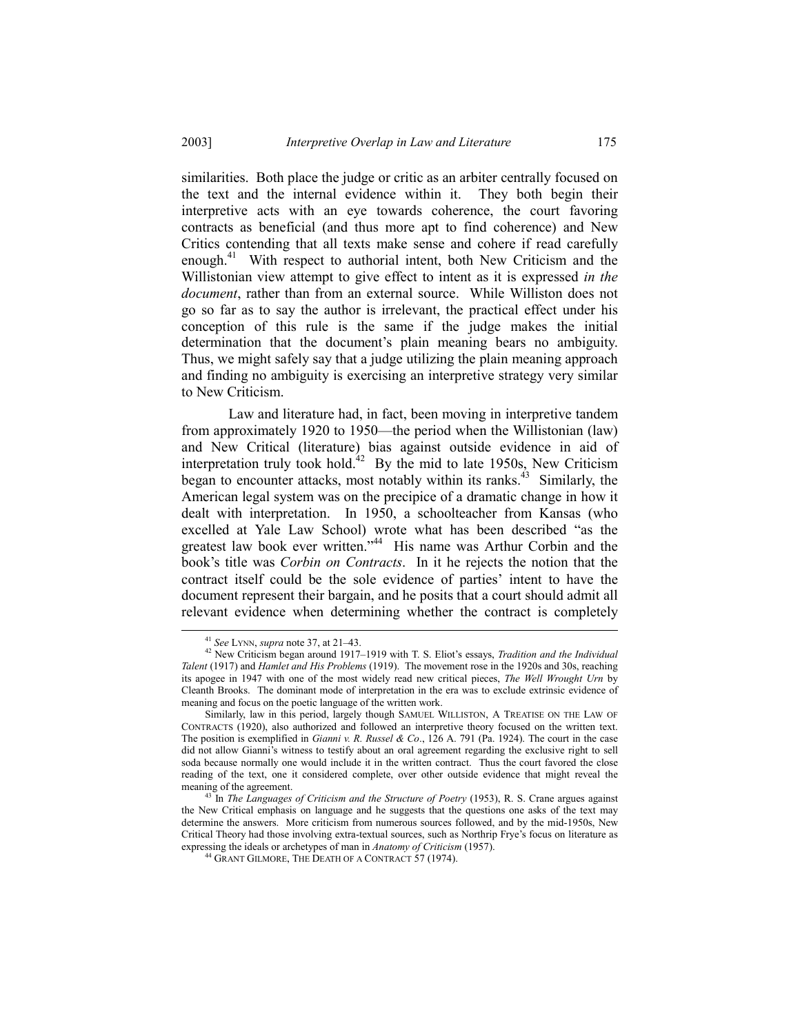similarities. Both place the judge or critic as an arbiter centrally focused on the text and the internal evidence within it. They both begin their interpretive acts with an eye towards coherence, the court favoring contracts as beneficial (and thus more apt to find coherence) and New Critics contending that all texts make sense and cohere if read carefully enough.[41] With respect to authorial intent, both New Criticism and the Willistonian view attempt to give effect to intent as it is expressed *in the document*, rather than from an external source. While Williston does not go so far as to say the author is irrelevant, the practical effect under his conception of this rule is the same if the judge makes the initial determination that the document's plain meaning bears no ambiguity. Thus, we might safely say that a judge utilizing the plain meaning approach and finding no ambiguity is exercising an interpretive strategy very similar to New Criticism.

Law and literature had, in fact, been moving in interpretive tandem from approximately 1920 to 1950—the period when the Willistonian (law) and New Critical (literature) bias against outside evidence in aid of interpretation truly took hold.[42] By the mid to late 1950s, New Criticism began to encounter attacks, most notably within its ranks.[43] Similarly, the American legal system was on the precipice of a dramatic change in how it dealt with interpretation. In 1950, a schoolteacher from Kansas (who excelled at Yale Law School) wrote what has been described "as the greatest law book ever written."[44] His name was Arthur Corbin and the book's title was *Corbin on Contracts*. In it he rejects the notion that the contract itself could be the sole evidence of parties' intent to have the document represent their bargain, and he posits that a court should admit all relevant evidence when determining whether the contract is completely

---

[41] *See* LYNN, *supra* note 37, at 21–43.

[42] New Criticism began around 1917–1919 with T. S. Eliot's essays, *Tradition and the Individual Talent* (1917) and *Hamlet and His Problems* (1919). The movement rose in the 1920s and 30s, reaching its apogee in 1947 with one of the most widely read new critical pieces, *The Well Wrought Urn* by Cleanth Brooks. The dominant mode of interpretation in the era was to exclude extrinsic evidence of meaning and focus on the poetic language of the written work.

Similarly, law in this period, largely though SAMUEL WILLISTON, A TREATISE ON THE LAW OF CONTRACTS (1920), also authorized and followed an interpretive theory focused on the written text. The position is exemplified in *Gianni v. R. Russel & Co*., 126 A. 791 (Pa. 1924). The court in the case did not allow Gianni's witness to testify about an oral agreement regarding the exclusive right to sell soda because normally one would include it in the written contract. Thus the court favored the close reading of the text, one it considered complete, over other outside evidence that might reveal the meaning of the agreement.

[43] In *The Languages of Criticism and the Structure of Poetry* (1953), R. S. Crane argues against the New Critical emphasis on language and he suggests that the questions one asks of the text may determine the answers. More criticism from numerous sources followed, and by the mid-1950s, New Critical Theory had those involving extra-textual sources, such as Northrip Frye's focus on literature as expressing the ideals or archetypes of man in *Anatomy of Criticism* (1957).

[44] GRANT GILMORE, THE DEATH OF A CONTRACT 57 (1974).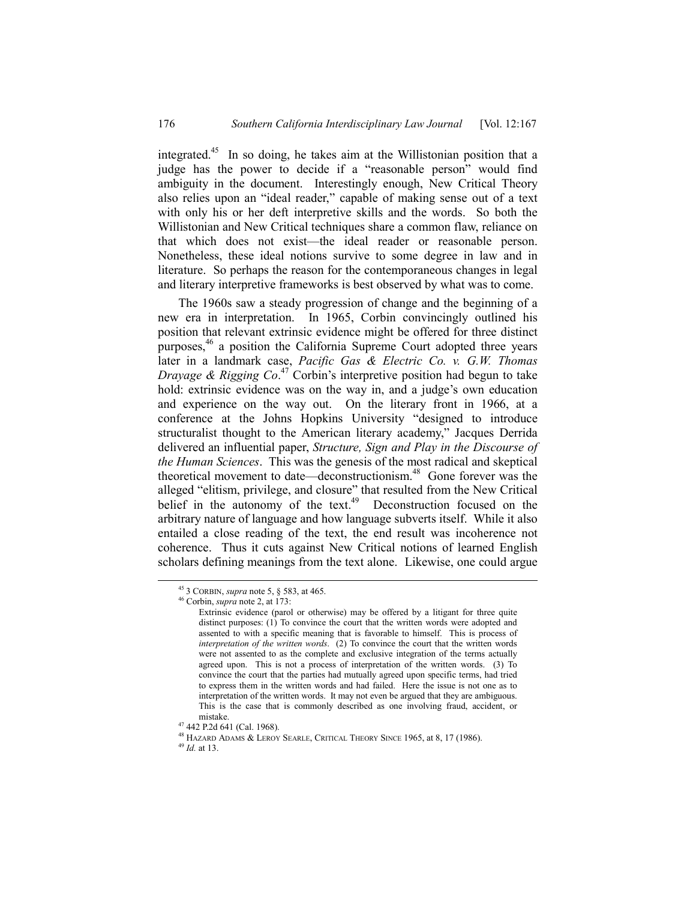integrated.[45] In so doing, he takes aim at the Willistonian position that a judge has the power to decide if a "reasonable person" would find ambiguity in the document. Interestingly enough, New Critical Theory also relies upon an "ideal reader," capable of making sense out of a text with only his or her deft interpretive skills and the words. So both the Willistonian and New Critical techniques share a common flaw, reliance on that which does not exist—the ideal reader or reasonable person. Nonetheless, these ideal notions survive to some degree in law and in literature. So perhaps the reason for the contemporaneous changes in legal and literary interpretive frameworks is best observed by what was to come.

The 1960s saw a steady progression of change and the beginning of a new era in interpretation. In 1965, Corbin convincingly outlined his position that relevant extrinsic evidence might be offered for three distinct purposes,[46] a position the California Supreme Court adopted three years later in a landmark case, *Pacific Gas & Electric Co. v. G.W. Thomas Drayage & Rigging Co*.[47] Corbin's interpretive position had begun to take hold: extrinsic evidence was on the way in, and a judge's own education and experience on the way out. On the literary front in 1966, at a conference at the Johns Hopkins University "designed to introduce structuralist thought to the American literary academy," Jacques Derrida delivered an influential paper, *Structure, Sign and Play in the Discourse of the Human Sciences*. This was the genesis of the most radical and skeptical theoretical movement to date—deconstructionism.[48] Gone forever was the alleged "elitism, privilege, and closure" that resulted from the New Critical belief in the autonomy of the text.[49] Deconstruction focused on the arbitrary nature of language and how language subverts itself. While it also entailed a close reading of the text, the end result was incoherence not coherence. Thus it cuts against New Critical notions of learned English scholars defining meanings from the text alone. Likewise, one could argue

---

[45] 3 CORBIN, *supra* note 5, § 583, at 465.

[46] Corbin, *supra* note 2, at 173:

> Extrinsic evidence (parol or otherwise) may be offered by a litigant for three quite distinct purposes: (1) To convince the court that the written words were adopted and assented to with a specific meaning that is favorable to himself. This is process of *interpretation of the written words*. (2) To convince the court that the written words were not assented to as the complete and exclusive integration of the terms actually agreed upon. This is not a process of interpretation of the written words. (3) To convince the court that the parties had mutually agreed upon specific terms, had tried to express them in the written words and had failed. Here the issue is not one as to interpretation of the written words. It may not even be argued that they are ambiguous. This is the case that is commonly described as one involving fraud, accident, or mistake.

[47] 442 P.2d 641 (Cal. 1968).

[48] HAZARD ADAMS & LEROY SEARLE, CRITICAL THEORY SINCE 1965, at 8, 17 (1986).

[49] *Id.* at 13.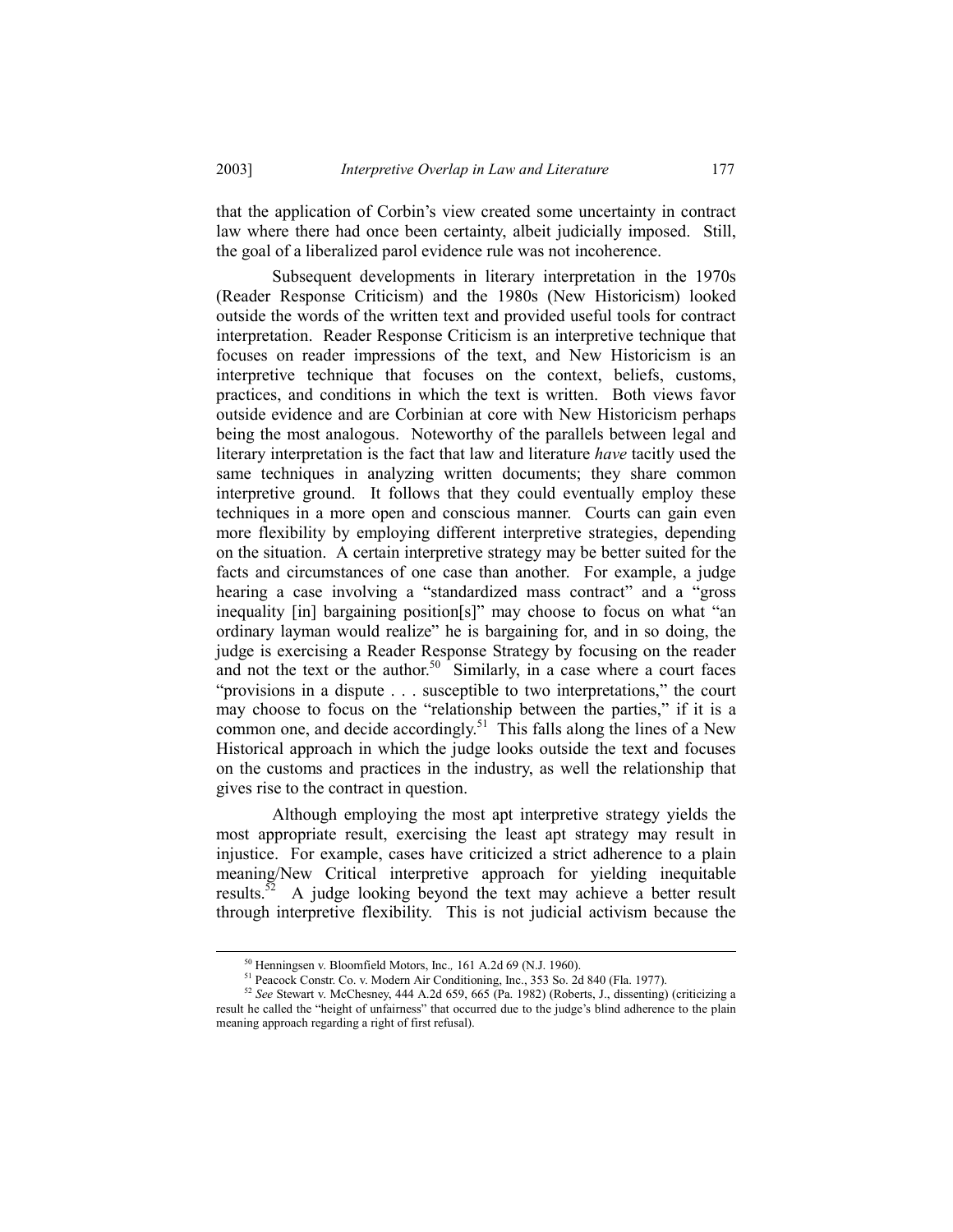that the application of Corbin's view created some uncertainty in contract law where there had once been certainty, albeit judicially imposed. Still, the goal of a liberalized parol evidence rule was not incoherence.

Subsequent developments in literary interpretation in the 1970s (Reader Response Criticism) and the 1980s (New Historicism) looked outside the words of the written text and provided useful tools for contract interpretation. Reader Response Criticism is an interpretive technique that focuses on reader impressions of the text, and New Historicism is an interpretive technique that focuses on the context, beliefs, customs, practices, and conditions in which the text is written. Both views favor outside evidence and are Corbinian at core with New Historicism perhaps being the most analogous. Noteworthy of the parallels between legal and literary interpretation is the fact that law and literature *have* tacitly used the same techniques in analyzing written documents; they share common interpretive ground. It follows that they could eventually employ these techniques in a more open and conscious manner. Courts can gain even more flexibility by employing different interpretive strategies, depending on the situation. A certain interpretive strategy may be better suited for the facts and circumstances of one case than another. For example, a judge hearing a case involving a "standardized mass contract" and a "gross inequality [in] bargaining position[s]" may choose to focus on what "an ordinary layman would realize" he is bargaining for, and in so doing, the judge is exercising a Reader Response Strategy by focusing on the reader and not the text or the author.[50] Similarly, in a case where a court faces "provisions in a dispute . . . susceptible to two interpretations," the court may choose to focus on the "relationship between the parties," if it is a common one, and decide accordingly.[51] This falls along the lines of a New Historical approach in which the judge looks outside the text and focuses on the customs and practices in the industry, as well the relationship that gives rise to the contract in question.

Although employing the most apt interpretive strategy yields the most appropriate result, exercising the least apt strategy may result in injustice. For example, cases have criticized a strict adherence to a plain meaning/New Critical interpretive approach for yielding inequitable results.[52] A judge looking beyond the text may achieve a better result through interpretive flexibility. This is not judicial activism because the

---

[50] Henningsen v. Bloomfield Motors, Inc., 161 A.2d 69 (N.J. 1960).

[51] Peacock Constr. Co. v. Modern Air Conditioning, Inc., 353 So. 2d 840 (Fla. 1977).

[52] *See* Stewart v. McChesney, 444 A.2d 659, 665 (Pa. 1982) (Roberts, J., dissenting) (criticizing a result he called the "height of unfairness" that occurred due to the judge's blind adherence to the plain meaning approach regarding a right of first refusal).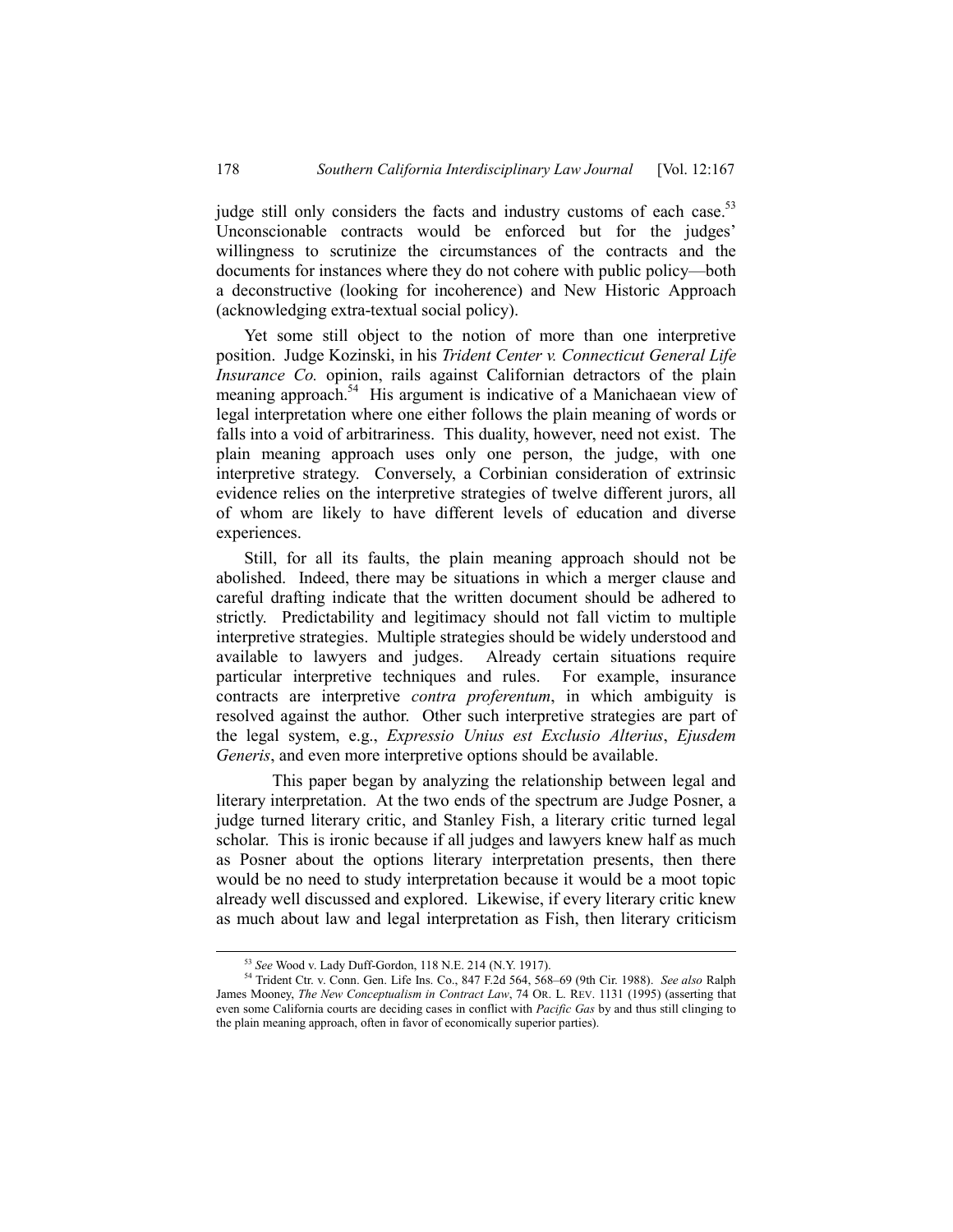judge still only considers the facts and industry customs of each case.[53] Unconscionable contracts would be enforced but for the judges' willingness to scrutinize the circumstances of the contracts and the documents for instances where they do not cohere with public policy—both a deconstructive (looking for incoherence) and New Historic Approach (acknowledging extra-textual social policy).

Yet some still object to the notion of more than one interpretive position. Judge Kozinski, in his *Trident Center v. Connecticut General Life Insurance Co.* opinion, rails against Californian detractors of the plain meaning approach.[54] His argument is indicative of a Manichaean view of legal interpretation where one either follows the plain meaning of words or falls into a void of arbitrariness. This duality, however, need not exist. The plain meaning approach uses only one person, the judge, with one interpretive strategy. Conversely, a Corbinian consideration of extrinsic evidence relies on the interpretive strategies of twelve different jurors, all of whom are likely to have different levels of education and diverse experiences.

Still, for all its faults, the plain meaning approach should not be abolished. Indeed, there may be situations in which a merger clause and careful drafting indicate that the written document should be adhered to strictly. Predictability and legitimacy should not fall victim to multiple interpretive strategies. Multiple strategies should be widely understood and available to lawyers and judges. Already certain situations require particular interpretive techniques and rules. For example, insurance contracts are interpretive *contra proferentum*, in which ambiguity is resolved against the author. Other such interpretive strategies are part of the legal system, e.g., *Expressio Unius est Exclusio Alterius*, *Ejusdem Generis*, and even more interpretive options should be available.

This paper began by analyzing the relationship between legal and literary interpretation. At the two ends of the spectrum are Judge Posner, a judge turned literary critic, and Stanley Fish, a literary critic turned legal scholar. This is ironic because if all judges and lawyers knew half as much as Posner about the options literary interpretation presents, then there would be no need to study interpretation because it would be a moot topic already well discussed and explored. Likewise, if every literary critic knew as much about law and legal interpretation as Fish, then literary criticism

---

[53] *See* Wood v. Lady Duff-Gordon, 118 N.E. 214 (N.Y. 1917).

[54] Trident Ctr. v. Conn. Gen. Life Ins. Co., 847 F.2d 564, 568–69 (9th Cir. 1988). *See also* Ralph James Mooney, *The New Conceptualism in Contract Law*, 74 OR. L. REV. 1131 (1995) (asserting that even some California courts are deciding cases in conflict with *Pacific Gas* by and thus still clinging to the plain meaning approach, often in favor of economically superior parties).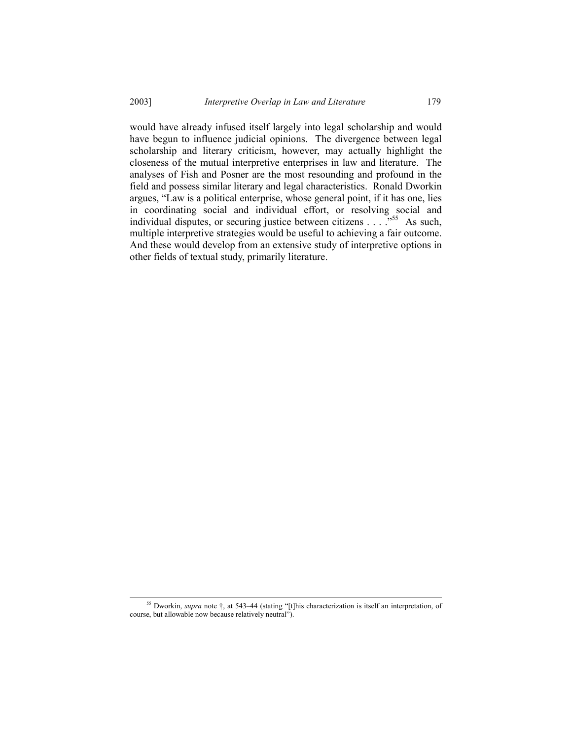would have already infused itself largely into legal scholarship and would have begun to influence judicial opinions. The divergence between legal scholarship and literary criticism, however, may actually highlight the closeness of the mutual interpretive enterprises in law and literature. The analyses of Fish and Posner are the most resounding and profound in the field and possess similar literary and legal characteristics. Ronald Dworkin argues, "Law is a political enterprise, whose general point, if it has one, lies in coordinating social and individual effort, or resolving social and individual disputes, or securing justice between citizens . . . ."[55] As such, multiple interpretive strategies would be useful to achieving a fair outcome. And these would develop from an extensive study of interpretive options in other fields of textual study, primarily literature.

---

[55] Dworkin, *supra* note †, at 543–44 (stating "[t]his characterization is itself an interpretation, of course, but allowable now because relatively neutral").